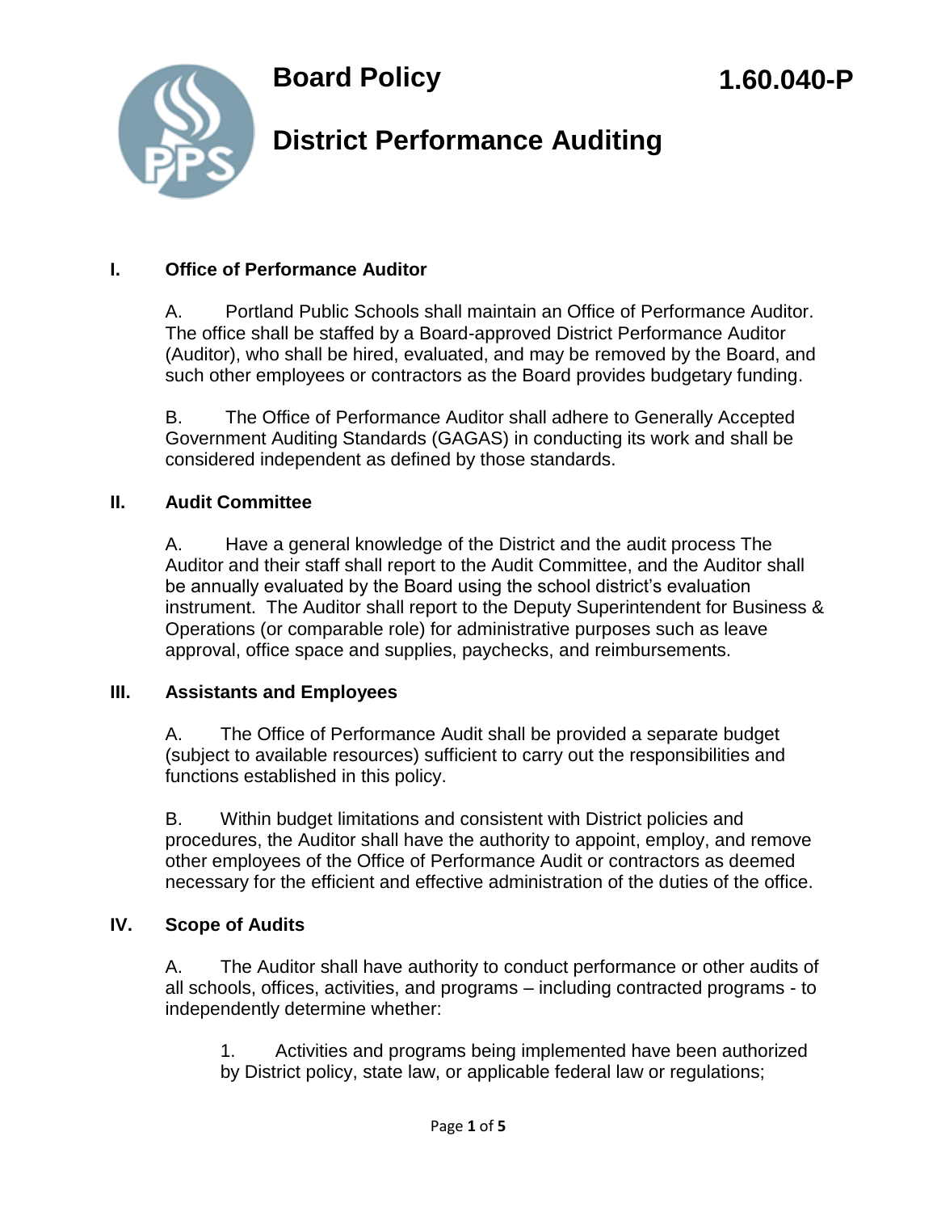# Board Policy 1.60.040-P

## District Performance Auditing

### I. Office of Performance Auditor

A. Portland Public Schools shall maintain an Office of Performance Auditor. The office shall be staffed by a Board-approved District Performance Auditor (Auditor), who shall be hired, evaluated, and may be removed by the Board, and such other employees or contractors as the Board provides budgetary funding.

B. The Office of Performance Auditor shall adhere to Generally Accepted Government Auditing Standards (GAGAS) in conducting its work and shall be considered independent as defined by those standards.

### II. Audit Committee

A. Have a general knowledge of the District and the audit process The Auditor and their staff shall report to the Audit Committee, and the Auditor shall be annually evaluated by the Board using the school district's evaluation instrument. The Auditor shall report to the Deputy Superintendent for Business & Operations (or comparable role) for administrative purposes such as leave approval, office space and supplies, paychecks, and reimbursements.

### III. Assistants and Employees

A. The Office of Performance Audit shall be provided a separate budget (subject to available resources) sufficient to carry out the responsibilities and functions established in this policy.

B. Within budget limitations and consistent with District policies and procedures, the Auditor shall have the authority to appoint, employ, and remove other employees of the Office of Performance Audit or contractors as deemed necessary for the efficient and effective administration of the duties of the office.

### IV. Scope of Audits

A. The Auditor shall have authority to conduct performance or other audits of all schools, offices, activities, and programs – including contracted programs - to independently determine whether:

1. Activities and programs being implemented have been authorized by District policy, state law, or applicable federal law or regulations;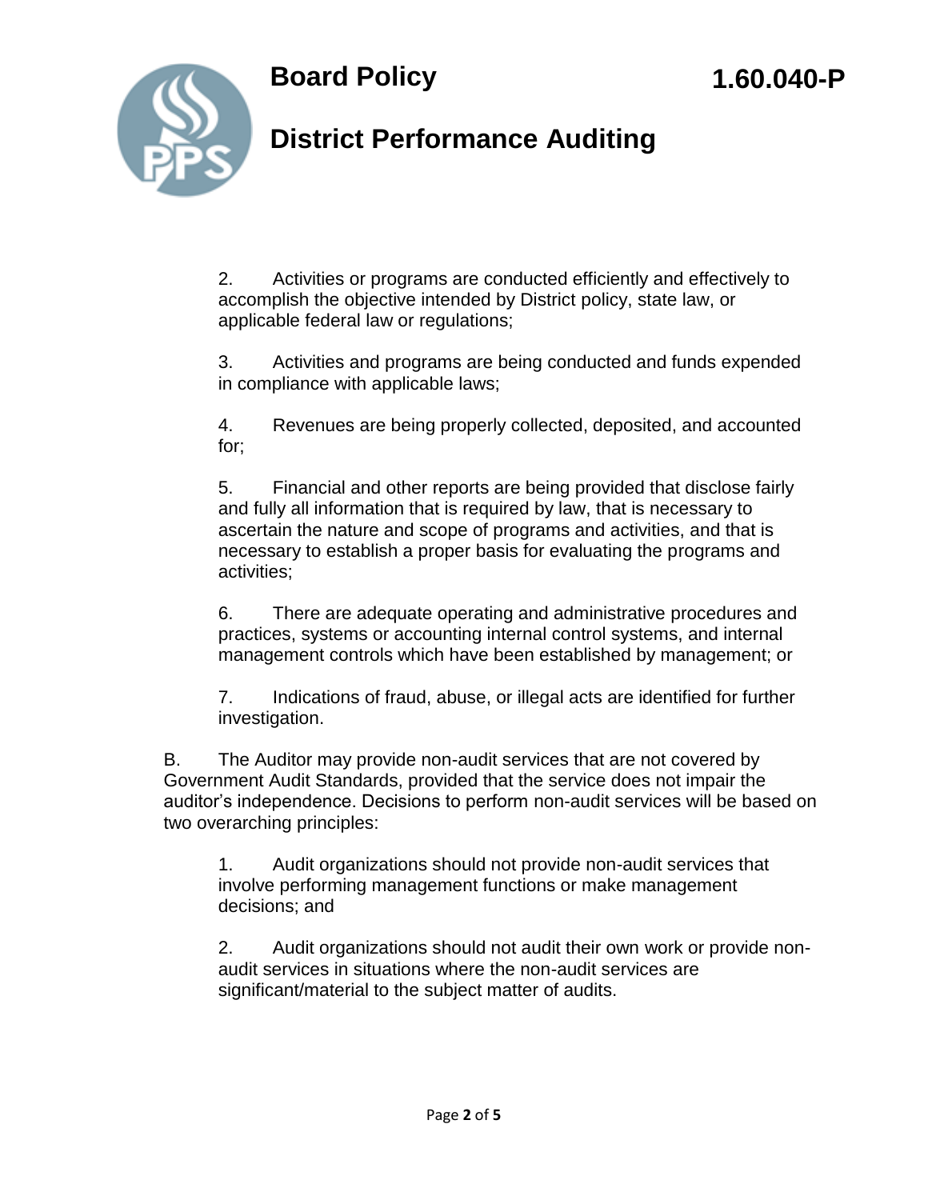2. Activities or programs are conducted efficiently and effectively to accomplish the objective intended by District policy, state law, or applicable federal law or regulations;

3. Activities and programs are being conducted and funds expended in compliance with applicable laws;

4. Revenues are being properly collected, deposited, and accounted for;

5. Financial and other reports are being provided that disclose fairly and fully all information that is required by law, that is necessary to ascertain the nature and scope of programs and activities, and that is necessary to establish a proper basis for evaluating the programs and activities;

6. There are adequate operating and administrative procedures and practices, systems or accounting internal control systems, and internal management controls which have been established by management; or

7. Indications of fraud, abuse, or illegal acts are identified for further investigation.

B. The Auditor may provide non-audit services that are not covered by Government Audit Standards, provided that the service does not impair the auditor's independence. Decisions to perform non-audit services will be based on two overarching principles:

1. Audit organizations should not provide non-audit services that involve performing management functions or make management decisions; and

2. Audit organizations should not audit their own work or provide non-audit services in situations where the non-audit services are significant/material to the subject matter of audits.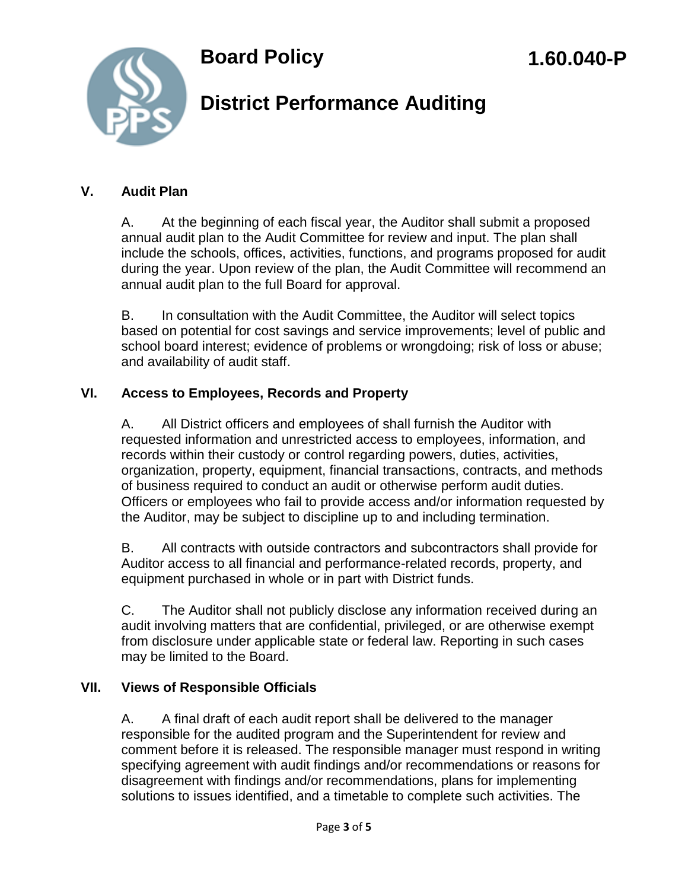# Board Policy 1.60.040-P

## District Performance Auditing

### V. Audit Plan

A. At the beginning of each fiscal year, the Auditor shall submit a proposed annual audit plan to the Audit Committee for review and input. The plan shall include the schools, offices, activities, functions, and programs proposed for audit during the year. Upon review of the plan, the Audit Committee will recommend an annual audit plan to the full Board for approval.

B. In consultation with the Audit Committee, the Auditor will select topics based on potential for cost savings and service improvements; level of public and school board interest; evidence of problems or wrongdoing; risk of loss or abuse; and availability of audit staff.

### VI. Access to Employees, Records and Property

A. All District officers and employees of shall furnish the Auditor with requested information and unrestricted access to employees, information, and records within their custody or control regarding powers, duties, activities, organization, property, equipment, financial transactions, contracts, and methods of business required to conduct an audit or otherwise perform audit duties. Officers or employees who fail to provide access and/or information requested by the Auditor, may be subject to discipline up to and including termination.

B. All contracts with outside contractors and subcontractors shall provide for Auditor access to all financial and performance-related records, property, and equipment purchased in whole or in part with District funds.

C. The Auditor shall not publicly disclose any information received during an audit involving matters that are confidential, privileged, or are otherwise exempt from disclosure under applicable state or federal law. Reporting in such cases may be limited to the Board.

### VII. Views of Responsible Officials

A. A final draft of each audit report shall be delivered to the manager responsible for the audited program and the Superintendent for review and comment before it is released. The responsible manager must respond in writing specifying agreement with audit findings and/or recommendations or reasons for disagreement with findings and/or recommendations, plans for implementing solutions to issues identified, and a timetable to complete such activities. The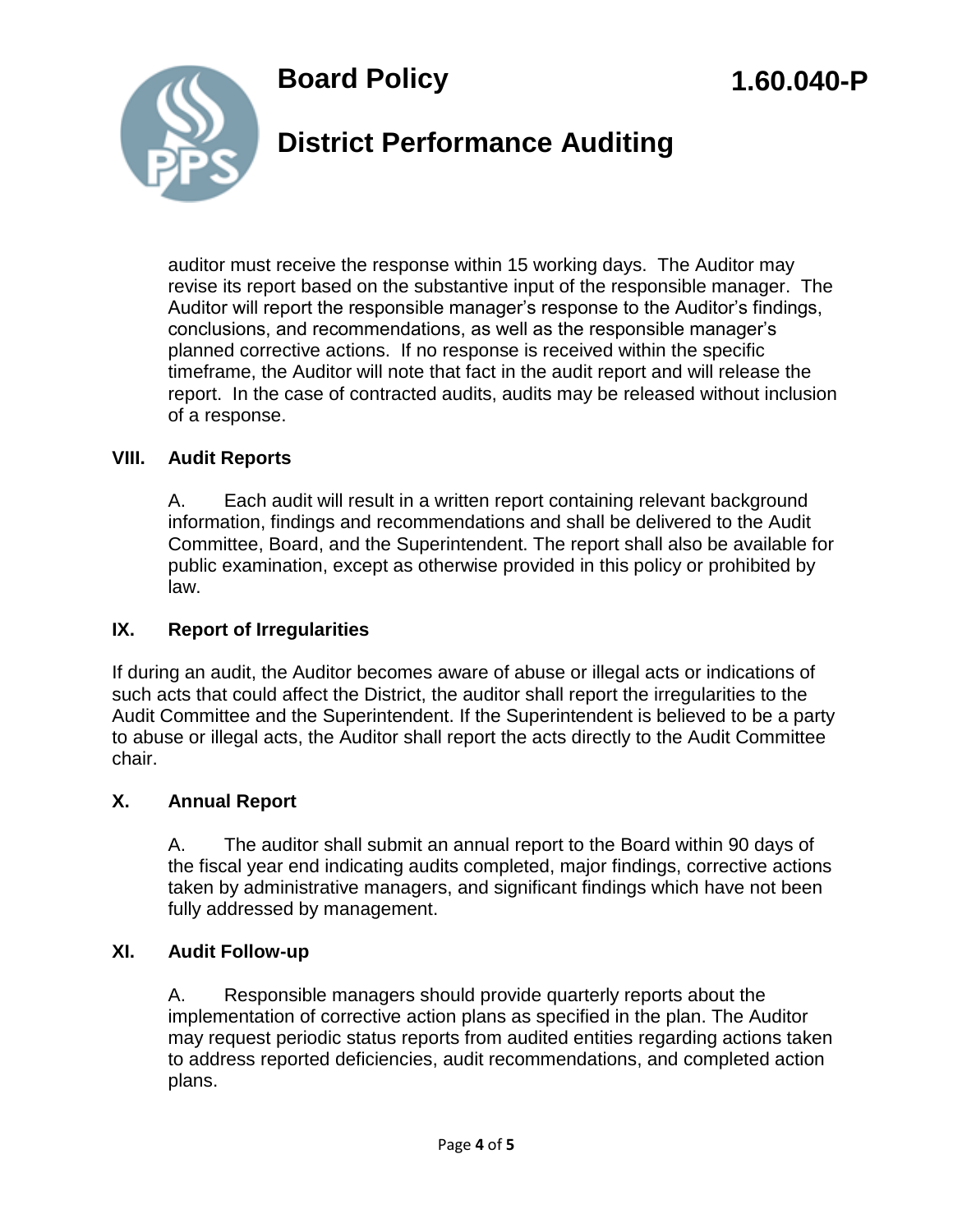auditor must receive the response within 15 working days. The Auditor may revise its report based on the substantive input of the responsible manager. The Auditor will report the responsible manager's response to the Auditor's findings, conclusions, and recommendations, as well as the responsible manager's planned corrective actions. If no response is received within the specific timeframe, the Auditor will note that fact in the audit report and will release the report. In the case of contracted audits, audits may be released without inclusion of a response.

## VIII. Audit Reports

A. Each audit will result in a written report containing relevant background information, findings and recommendations and shall be delivered to the Audit Committee, Board, and the Superintendent. The report shall also be available for public examination, except as otherwise provided in this policy or prohibited by law.

## IX. Report of Irregularities

If during an audit, the Auditor becomes aware of abuse or illegal acts or indications of such acts that could affect the District, the auditor shall report the irregularities to the Audit Committee and the Superintendent. If the Superintendent is believed to be a party to abuse or illegal acts, the Auditor shall report the acts directly to the Audit Committee chair.

## X. Annual Report

A. The auditor shall submit an annual report to the Board within 90 days of the fiscal year end indicating audits completed, major findings, corrective actions taken by administrative managers, and significant findings which have not been fully addressed by management.

## XI. Audit Follow-up

A. Responsible managers should provide quarterly reports about the implementation of corrective action plans as specified in the plan. The Auditor may request periodic status reports from audited entities regarding actions taken to address reported deficiencies, audit recommendations, and completed action plans.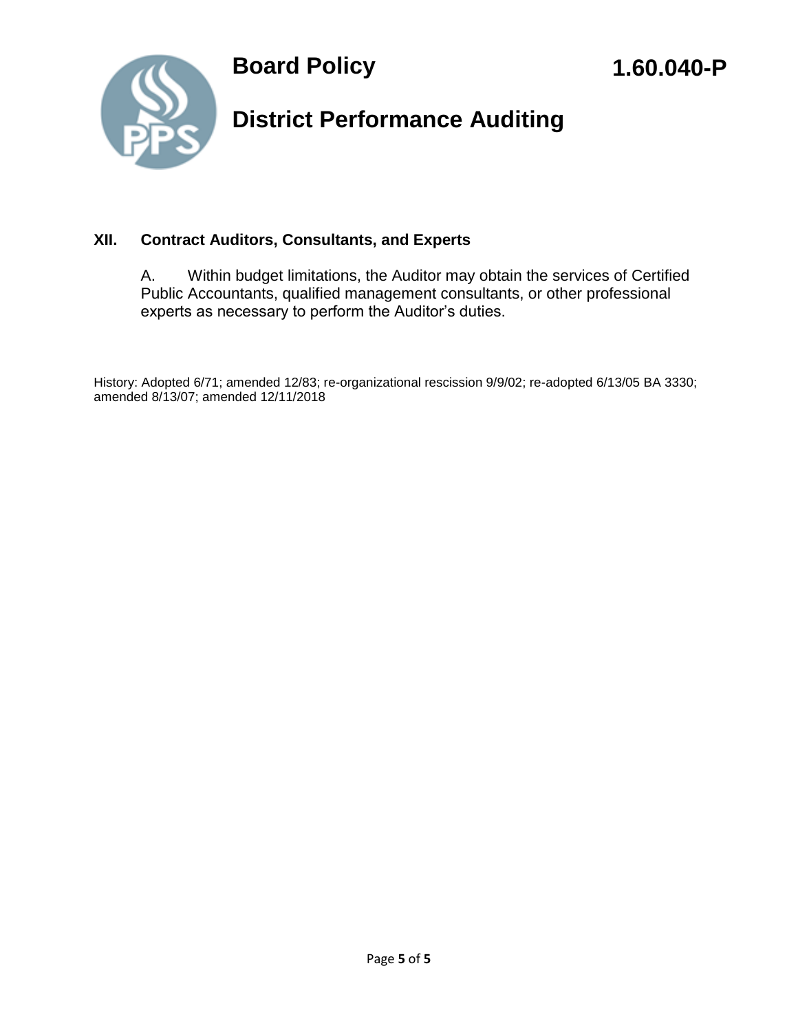### XII. Contract Auditors, Consultants, and Experts

A. Within budget limitations, the Auditor may obtain the services of Certified Public Accountants, qualified management consultants, or other professional experts as necessary to perform the Auditor's duties.

History: Adopted 6/71; amended 12/83; re-organizational rescission 9/9/02; re-adopted 6/13/05 BA 3330; amended 8/13/07; amended 12/11/2018